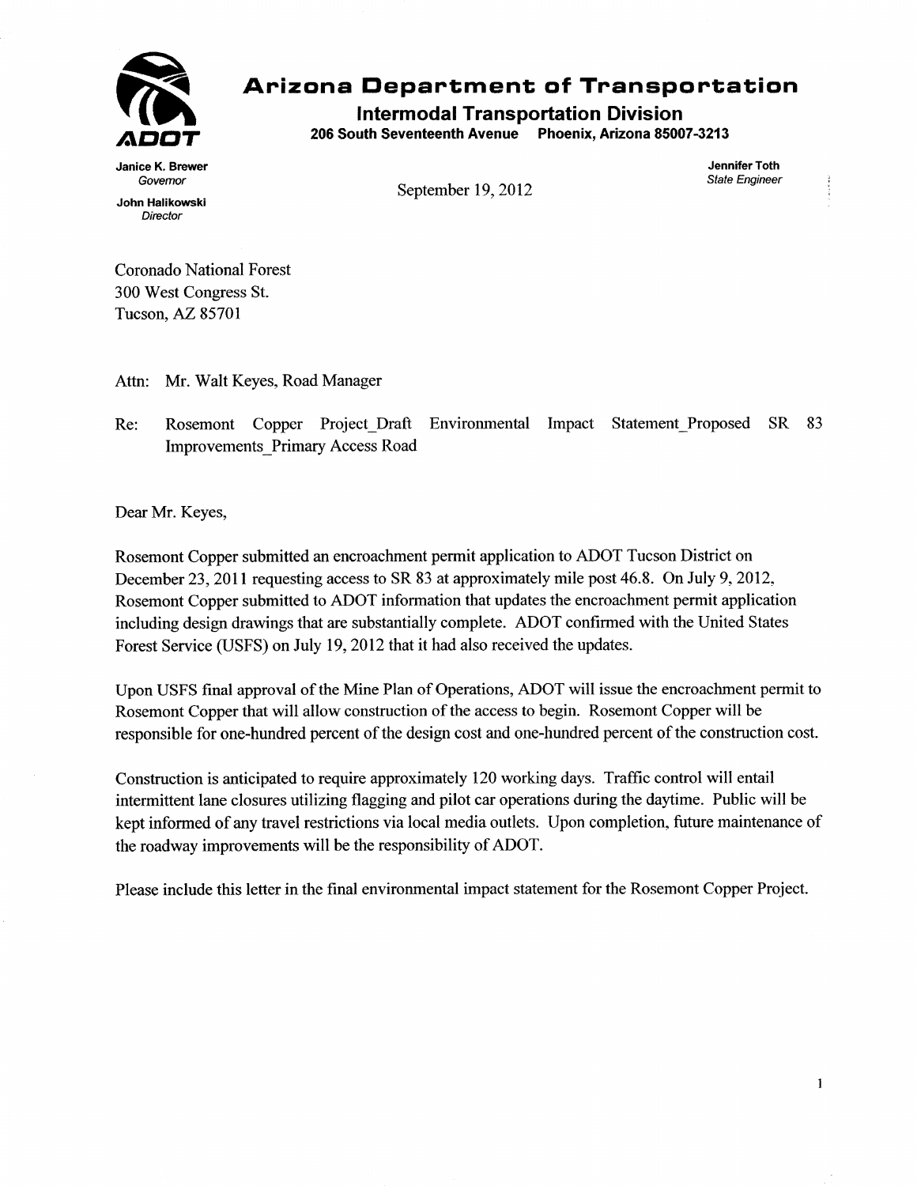# Arizona Department of Transportation

**Intermodal Transportation Division**

**206 South Seventeenth Avenue Phoenix, Arizona 85007-3213**

**Janice K. Brewer**
*Governor*

**John Halikowski**
*Director*

September 19, 2012

**Jennifer Toth**
*State Engineer*

Coronado National Forest
300 West Congress St.
Tucson, AZ 85701

Attn: Mr. Walt Keyes, Road Manager

Re: Rosemont Copper Project_Draft Environmental Impact Statement_Proposed SR 83 Improvements_Primary Access Road

Dear Mr. Keyes,

Rosemont Copper submitted an encroachment permit application to ADOT Tucson District on December 23, 2011 requesting access to SR 83 at approximately mile post 46.8. On July 9, 2012, Rosemont Copper submitted to ADOT information that updates the encroachment permit application including design drawings that are substantially complete. ADOT confirmed with the United States Forest Service (USFS) on July 19, 2012 that it had also received the updates.

Upon USFS final approval of the Mine Plan of Operations, ADOT will issue the encroachment permit to Rosemont Copper that will allow construction of the access to begin. Rosemont Copper will be responsible for one-hundred percent of the design cost and one-hundred percent of the construction cost.

Construction is anticipated to require approximately 120 working days. Traffic control will entail intermittent lane closures utilizing flagging and pilot car operations during the daytime. Public will be kept informed of any travel restrictions via local media outlets. Upon completion, future maintenance of the roadway improvements will be the responsibility of ADOT.

Please include this letter in the final environmental impact statement for the Rosemont Copper Project.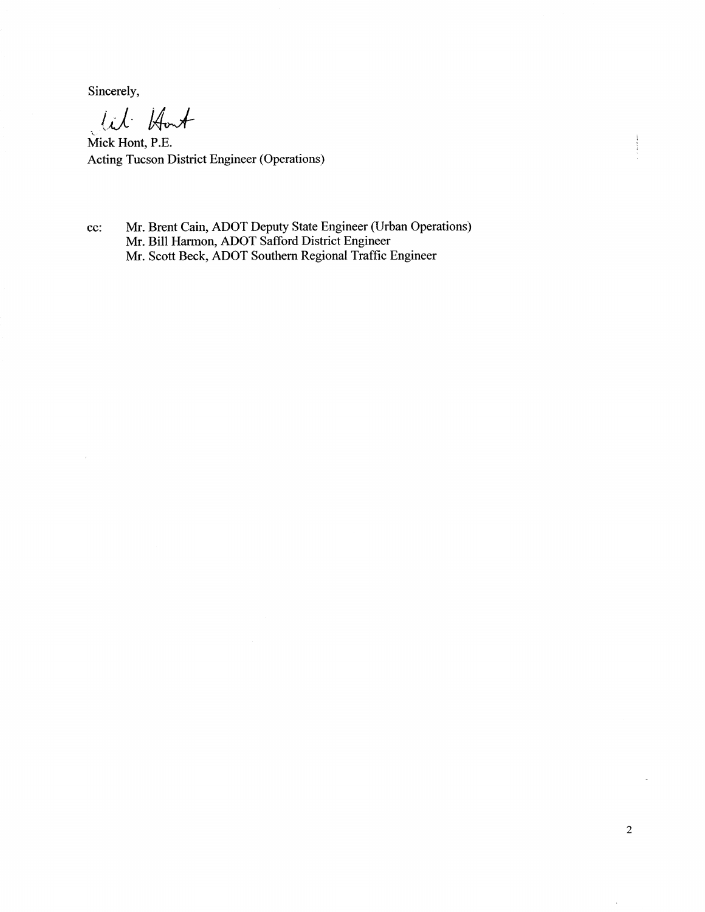Sincerely,

Mick Hont, P.E.
Acting Tucson District Engineer (Operations)

cc: Mr. Brent Cain, ADOT Deputy State Engineer (Urban Operations)
Mr. Bill Harmon, ADOT Safford District Engineer
Mr. Scott Beck, ADOT Southern Regional Traffic Engineer